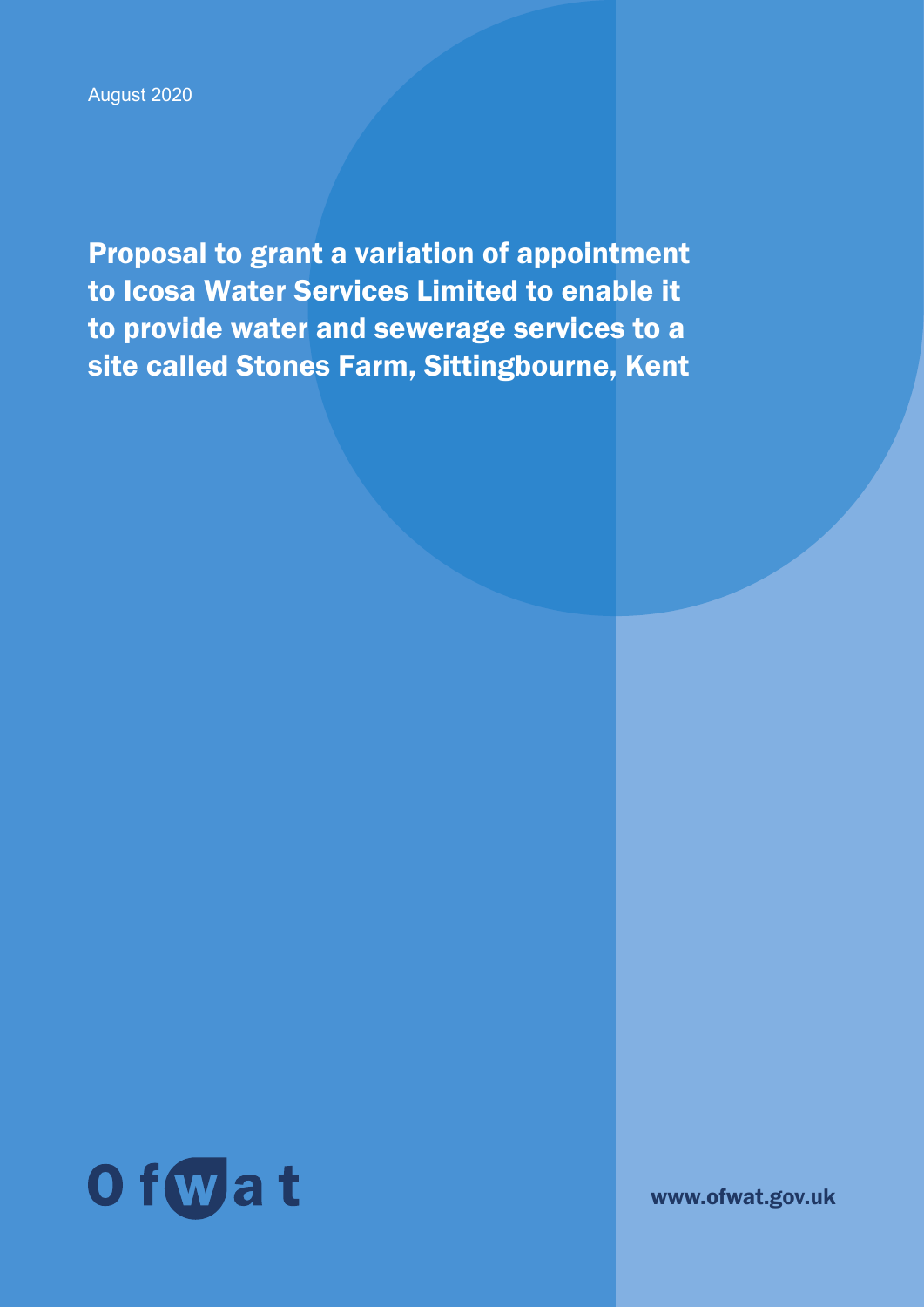August 2020

# Proposal to grant a variation of appointment to Icosa Water Services Limited to enable it to provide water and sewerage services to a site called Stones Farm, Sittingbourne, Kent

Ofwat

www.ofwat.gov.uk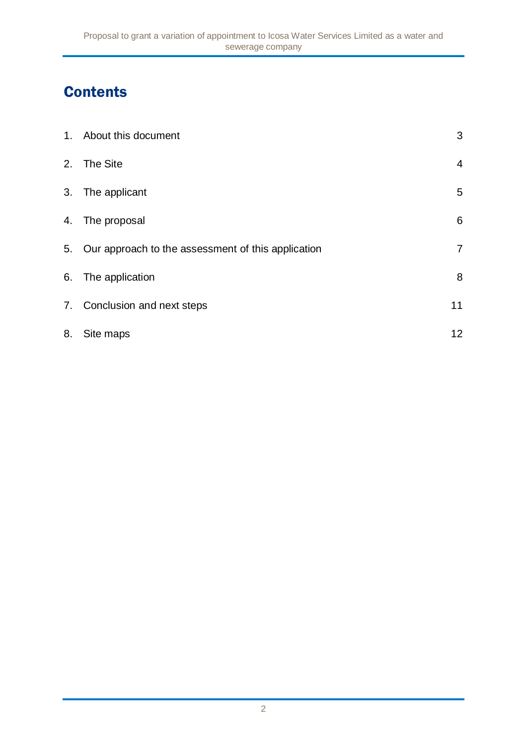# Contents

| | | |
|---|---|---|
| 1. | About this document | 3 |
| 2. | The Site | 4 |
| 3. | The applicant | 5 |
| 4. | The proposal | 6 |
| 5. | Our approach to the assessment of this application | 7 |
| 6. | The application | 8 |
| 7. | Conclusion and next steps | 11 |
| 8. | Site maps | 12 |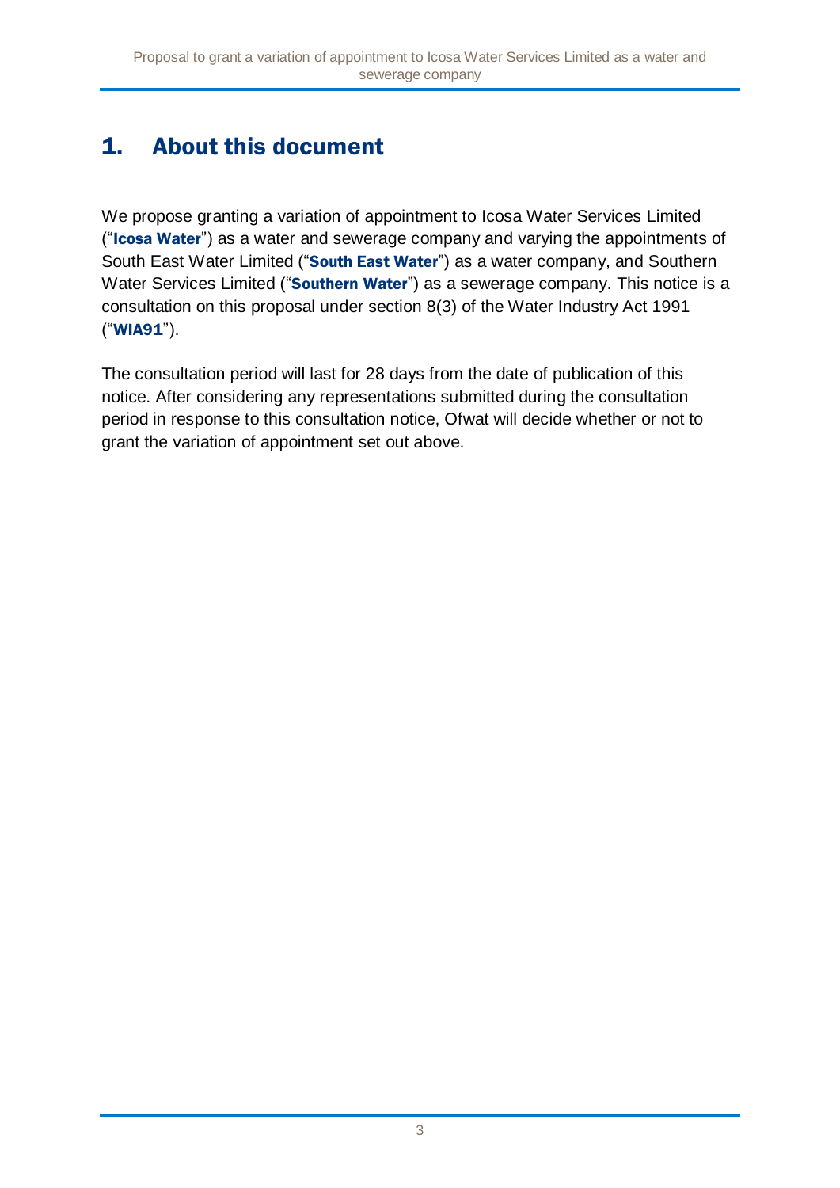# 1. About this document

We propose granting a variation of appointment to Icosa Water Services Limited ("**Icosa Water**") as a water and sewerage company and varying the appointments of South East Water Limited ("**South East Water**") as a water company, and Southern Water Services Limited ("**Southern Water**") as a sewerage company. This notice is a consultation on this proposal under section 8(3) of the Water Industry Act 1991 ("**WIA91**").

The consultation period will last for 28 days from the date of publication of this notice. After considering any representations submitted during the consultation period in response to this consultation notice, Ofwat will decide whether or not to grant the variation of appointment set out above.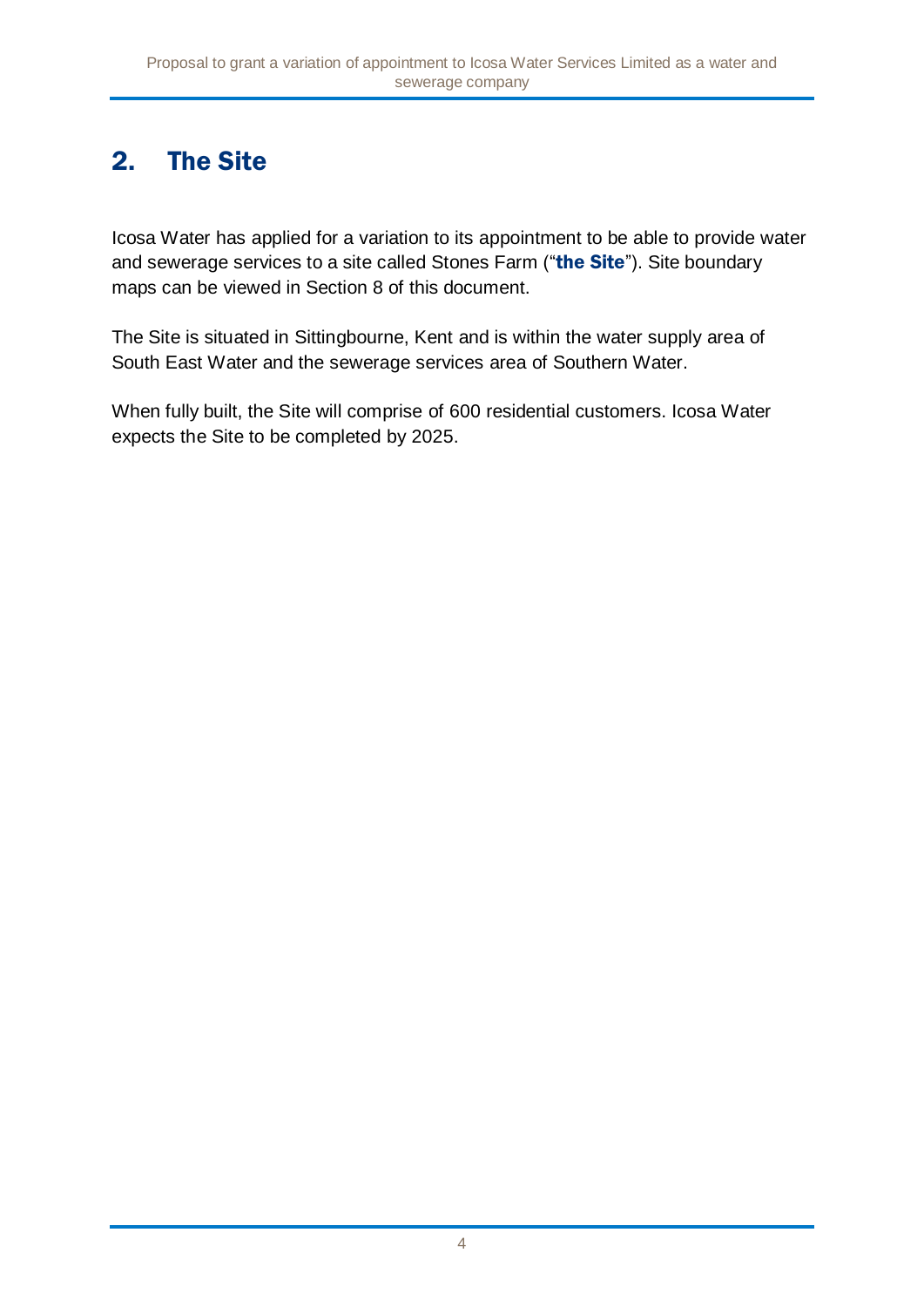## 2. The Site

Icosa Water has applied for a variation to its appointment to be able to provide water and sewerage services to a site called Stones Farm ("**the Site**"). Site boundary maps can be viewed in Section 8 of this document.

The Site is situated in Sittingbourne, Kent and is within the water supply area of South East Water and the sewerage services area of Southern Water.

When fully built, the Site will comprise of 600 residential customers. Icosa Water expects the Site to be completed by 2025.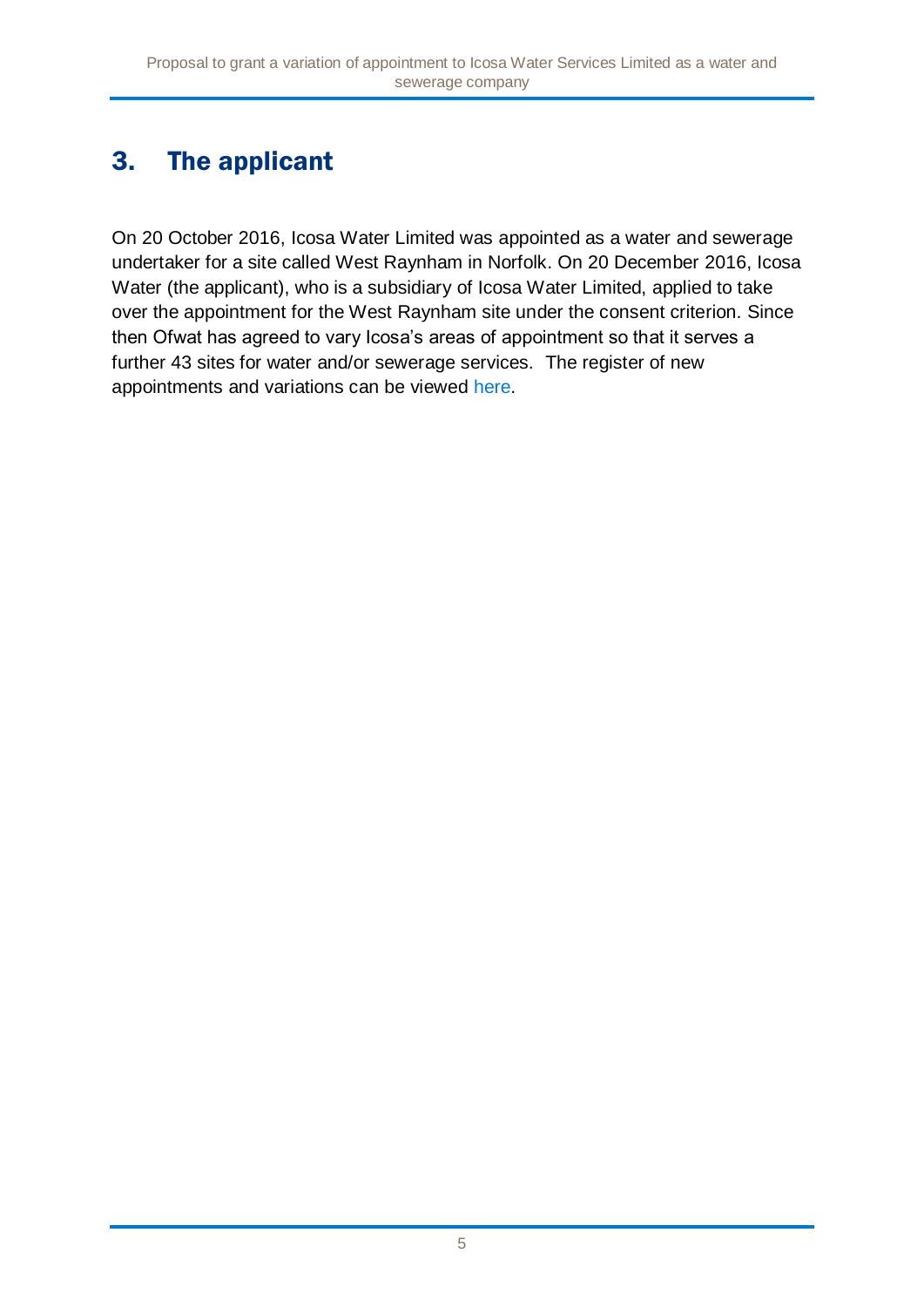## 3. The applicant

On 20 October 2016, Icosa Water Limited was appointed as a water and sewerage undertaker for a site called West Raynham in Norfolk. On 20 December 2016, Icosa Water (the applicant), who is a subsidiary of Icosa Water Limited, applied to take over the appointment for the West Raynham site under the consent criterion. Since then Ofwat has agreed to vary Icosa's areas of appointment so that it serves a further 43 sites for water and/or sewerage services. The register of new appointments and variations can be viewed here.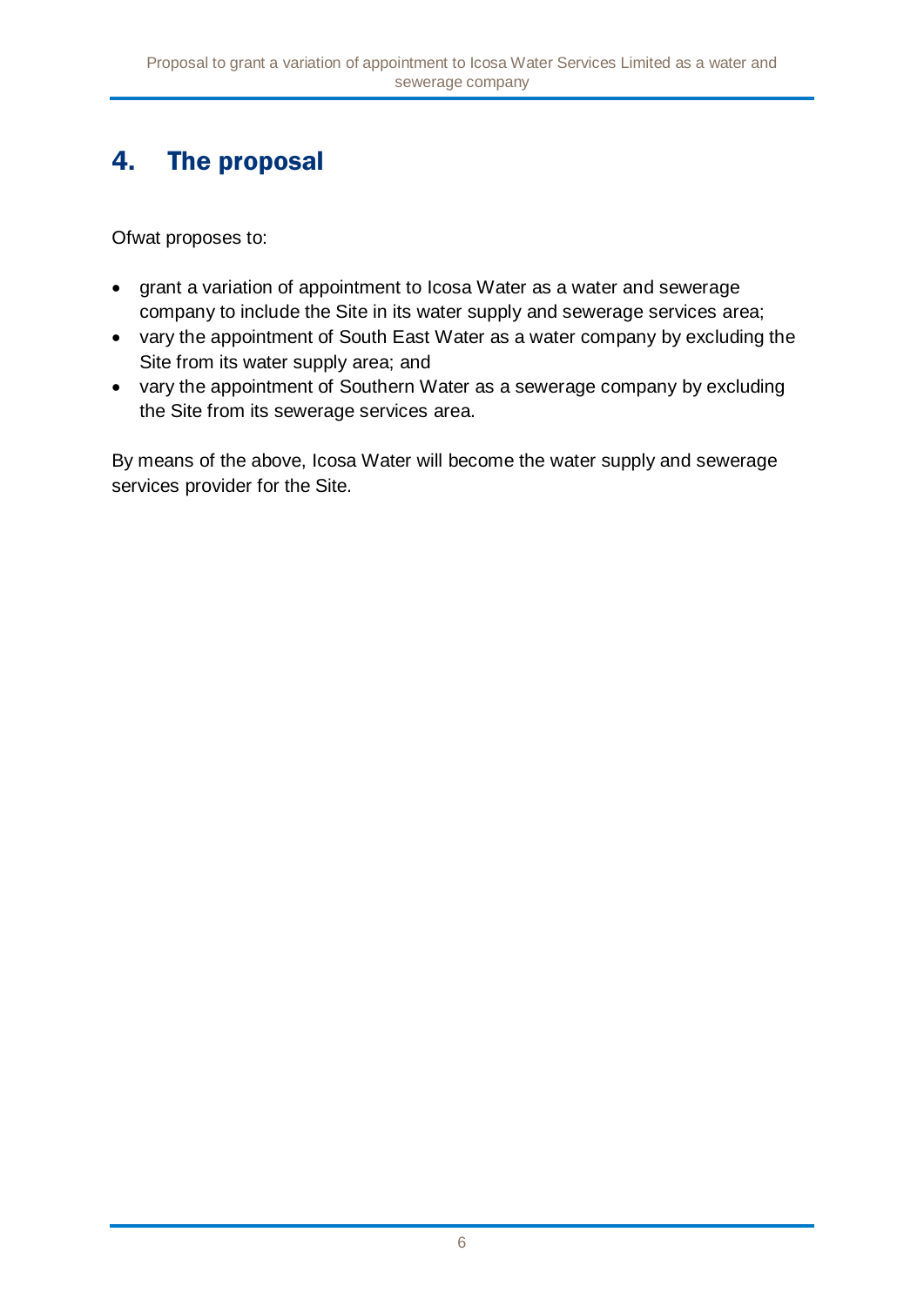## 4. The proposal

Ofwat proposes to:

- grant a variation of appointment to Icosa Water as a water and sewerage company to include the Site in its water supply and sewerage services area;
- vary the appointment of South East Water as a water company by excluding the Site from its water supply area; and
- vary the appointment of Southern Water as a sewerage company by excluding the Site from its sewerage services area.

By means of the above, Icosa Water will become the water supply and sewerage services provider for the Site.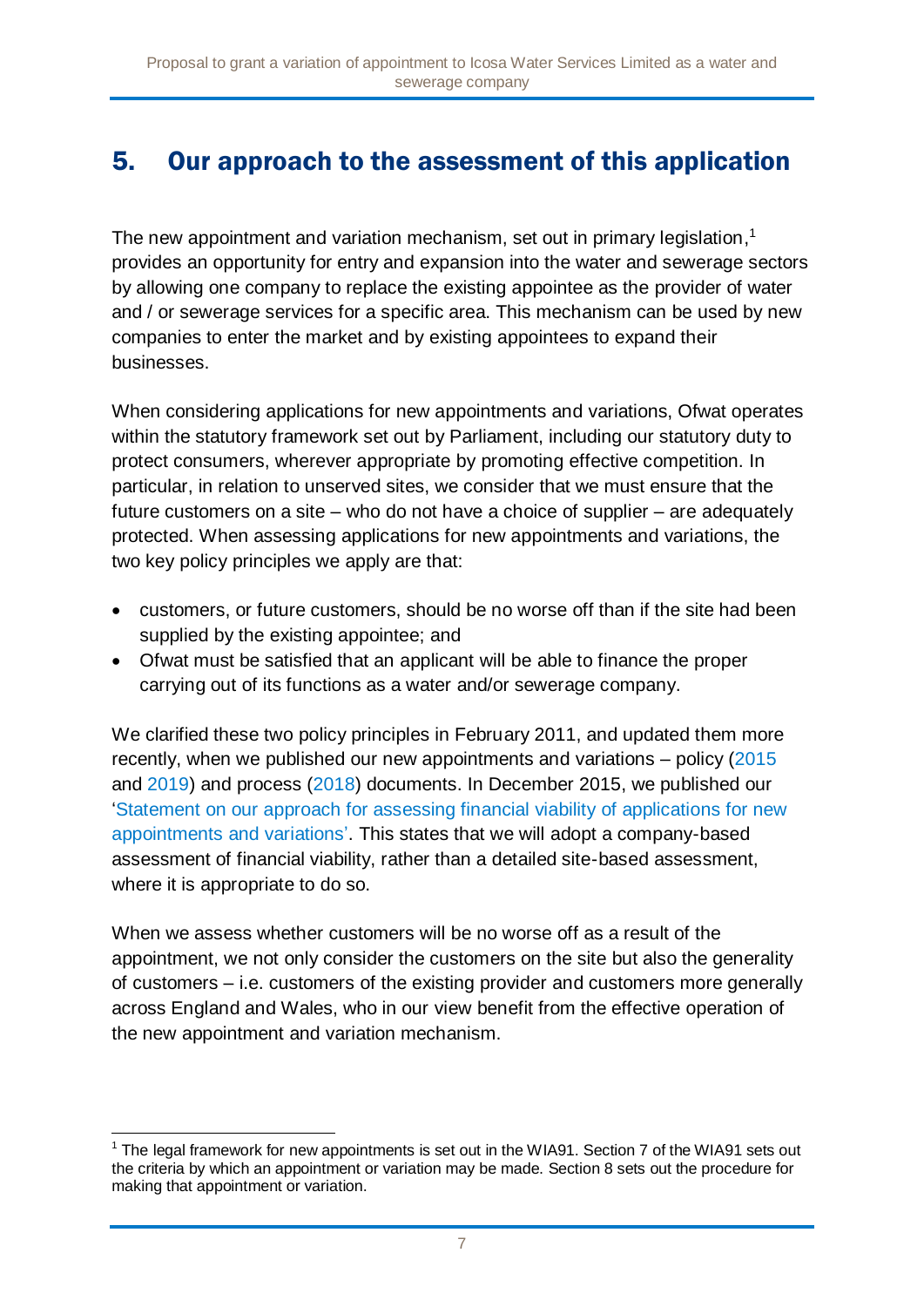## 5. Our approach to the assessment of this application

The new appointment and variation mechanism, set out in primary legislation,[1] provides an opportunity for entry and expansion into the water and sewerage sectors by allowing one company to replace the existing appointee as the provider of water and / or sewerage services for a specific area. This mechanism can be used by new companies to enter the market and by existing appointees to expand their businesses.

When considering applications for new appointments and variations, Ofwat operates within the statutory framework set out by Parliament, including our statutory duty to protect consumers, wherever appropriate by promoting effective competition. In particular, in relation to unserved sites, we consider that we must ensure that the future customers on a site – who do not have a choice of supplier – are adequately protected. When assessing applications for new appointments and variations, the two key policy principles we apply are that:

- customers, or future customers, should be no worse off than if the site had been supplied by the existing appointee; and
- Ofwat must be satisfied that an applicant will be able to finance the proper carrying out of its functions as a water and/or sewerage company.

We clarified these two policy principles in February 2011, and updated them more recently, when we published our new appointments and variations – policy (2015 and 2019) and process (2018) documents. In December 2015, we published our 'Statement on our approach for assessing financial viability of applications for new appointments and variations'. This states that we will adopt a company-based assessment of financial viability, rather than a detailed site-based assessment, where it is appropriate to do so.

When we assess whether customers will be no worse off as a result of the appointment, we not only consider the customers on the site but also the generality of customers – i.e. customers of the existing provider and customers more generally across England and Wales, who in our view benefit from the effective operation of the new appointment and variation mechanism.

---

[1] The legal framework for new appointments is set out in the WIA91. Section 7 of the WIA91 sets out the criteria by which an appointment or variation may be made. Section 8 sets out the procedure for making that appointment or variation.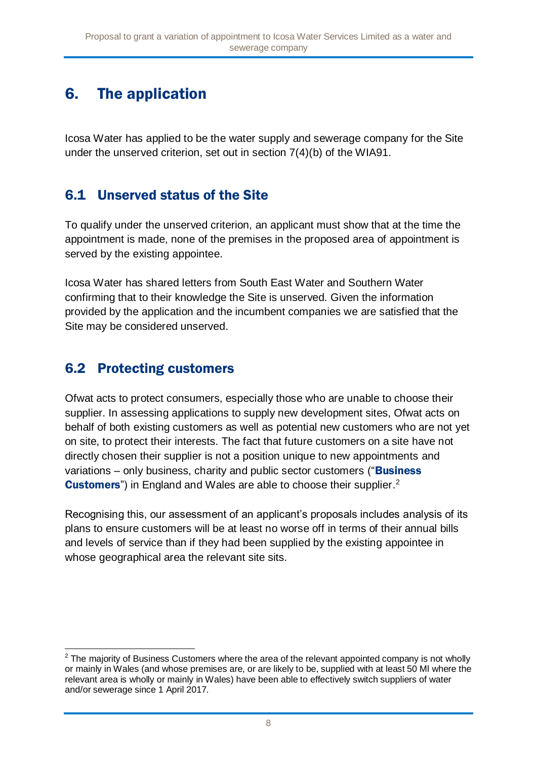# 6. The application

Icosa Water has applied to be the water supply and sewerage company for the Site under the unserved criterion, set out in section 7(4)(b) of the WIA91.

## 6.1 Unserved status of the Site

To qualify under the unserved criterion, an applicant must show that at the time the appointment is made, none of the premises in the proposed area of appointment is served by the existing appointee.

Icosa Water has shared letters from South East Water and Southern Water confirming that to their knowledge the Site is unserved. Given the information provided by the application and the incumbent companies we are satisfied that the Site may be considered unserved.

## 6.2 Protecting customers

Ofwat acts to protect consumers, especially those who are unable to choose their supplier. In assessing applications to supply new development sites, Ofwat acts on behalf of both existing customers as well as potential new customers who are not yet on site, to protect their interests. The fact that future customers on a site have not directly chosen their supplier is not a position unique to new appointments and variations – only business, charity and public sector customers ("**Business Customers**") in England and Wales are able to choose their supplier.[2]

Recognising this, our assessment of an applicant's proposals includes analysis of its plans to ensure customers will be at least no worse off in terms of their annual bills and levels of service than if they had been supplied by the existing appointee in whose geographical area the relevant site sits.

[2] The majority of Business Customers where the area of the relevant appointed company is not wholly or mainly in Wales (and whose premises are, or are likely to be, supplied with at least 50 Ml where the relevant area is wholly or mainly in Wales) have been able to effectively switch suppliers of water and/or sewerage since 1 April 2017.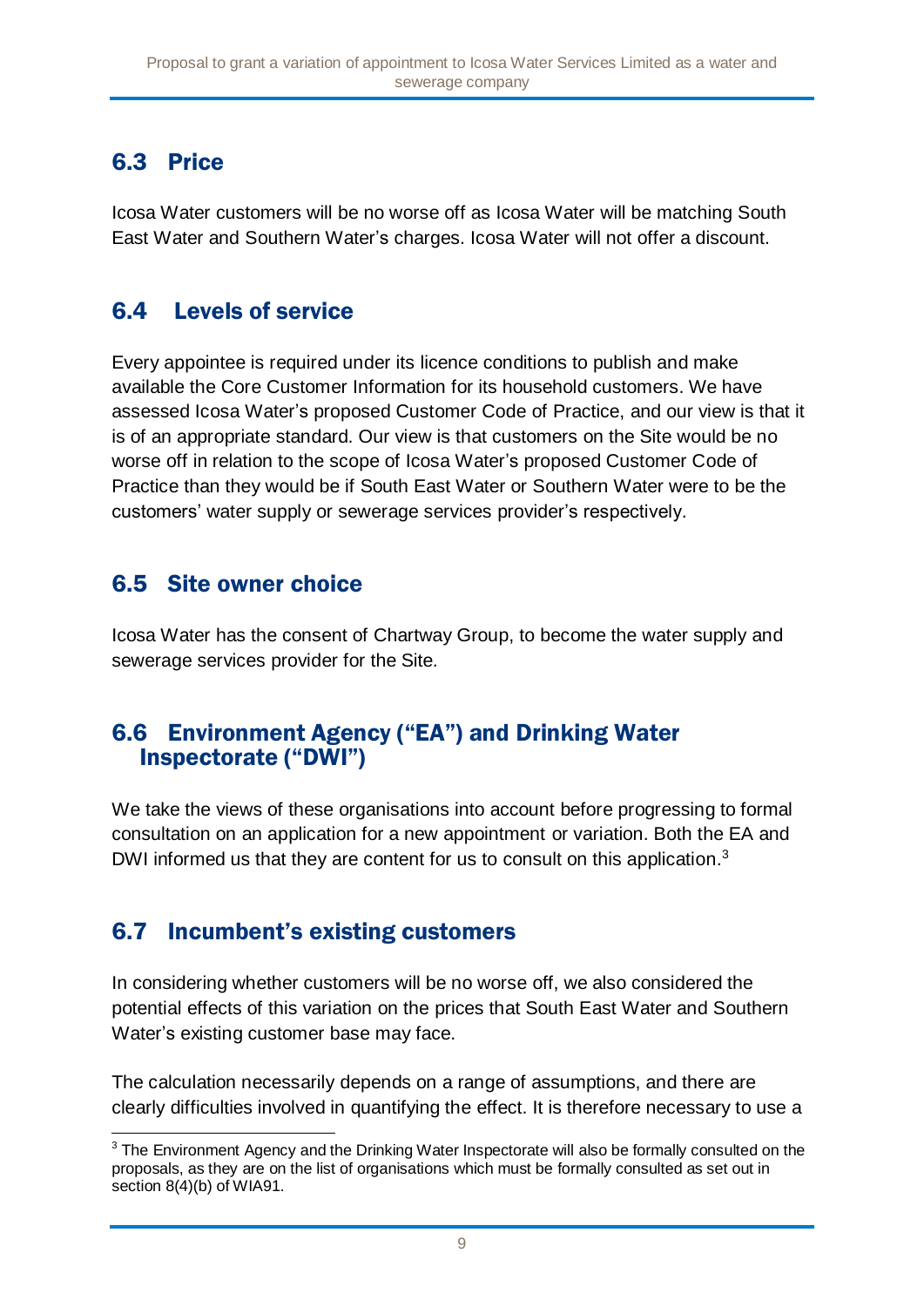## 6.3 Price

Icosa Water customers will be no worse off as Icosa Water will be matching South East Water and Southern Water's charges. Icosa Water will not offer a discount.

## 6.4 Levels of service

Every appointee is required under its licence conditions to publish and make available the Core Customer Information for its household customers. We have assessed Icosa Water's proposed Customer Code of Practice, and our view is that it is of an appropriate standard. Our view is that customers on the Site would be no worse off in relation to the scope of Icosa Water's proposed Customer Code of Practice than they would be if South East Water or Southern Water were to be the customers' water supply or sewerage services provider's respectively.

## 6.5 Site owner choice

Icosa Water has the consent of Chartway Group, to become the water supply and sewerage services provider for the Site.

## 6.6 Environment Agency ("EA") and Drinking Water Inspectorate ("DWI")

We take the views of these organisations into account before progressing to formal consultation on an application for a new appointment or variation. Both the EA and DWI informed us that they are content for us to consult on this application.[3]

## 6.7 Incumbent's existing customers

In considering whether customers will be no worse off, we also considered the potential effects of this variation on the prices that South East Water and Southern Water's existing customer base may face.

The calculation necessarily depends on a range of assumptions, and there are clearly difficulties involved in quantifying the effect. It is therefore necessary to use a

[3] The Environment Agency and the Drinking Water Inspectorate will also be formally consulted on the proposals, as they are on the list of organisations which must be formally consulted as set out in section 8(4)(b) of WIA91.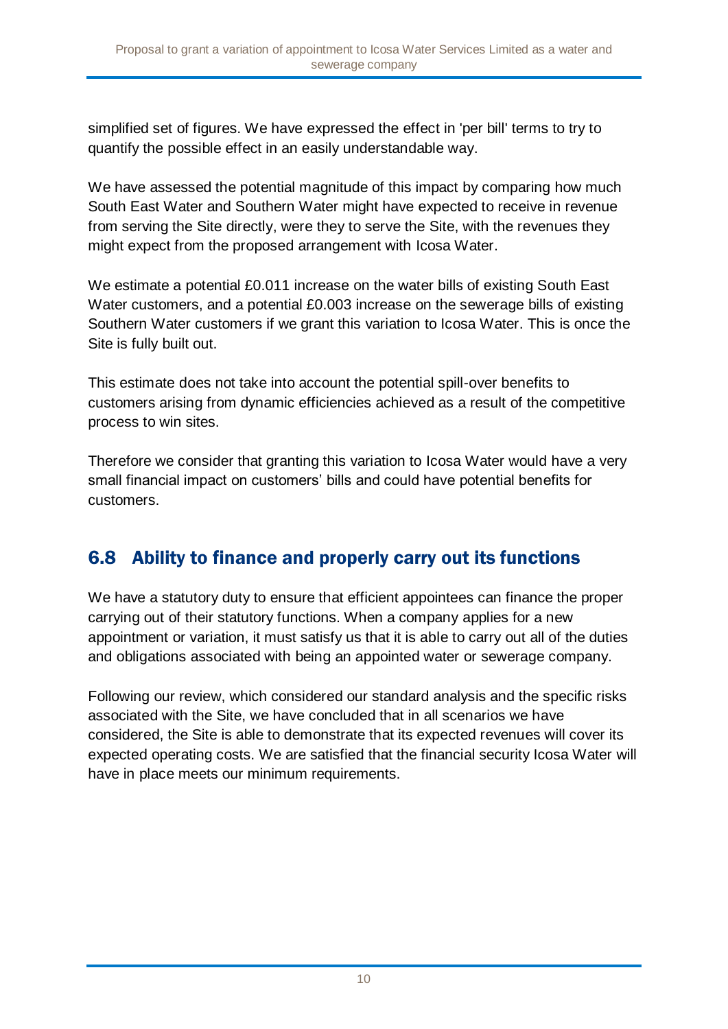simplified set of figures. We have expressed the effect in 'per bill' terms to try to quantify the possible effect in an easily understandable way.

We have assessed the potential magnitude of this impact by comparing how much South East Water and Southern Water might have expected to receive in revenue from serving the Site directly, were they to serve the Site, with the revenues they might expect from the proposed arrangement with Icosa Water.

We estimate a potential £0.011 increase on the water bills of existing South East Water customers, and a potential £0.003 increase on the sewerage bills of existing Southern Water customers if we grant this variation to Icosa Water. This is once the Site is fully built out.

This estimate does not take into account the potential spill-over benefits to customers arising from dynamic efficiencies achieved as a result of the competitive process to win sites.

Therefore we consider that granting this variation to Icosa Water would have a very small financial impact on customers' bills and could have potential benefits for customers.

## 6.8 Ability to finance and properly carry out its functions

We have a statutory duty to ensure that efficient appointees can finance the proper carrying out of their statutory functions. When a company applies for a new appointment or variation, it must satisfy us that it is able to carry out all of the duties and obligations associated with being an appointed water or sewerage company.

Following our review, which considered our standard analysis and the specific risks associated with the Site, we have concluded that in all scenarios we have considered, the Site is able to demonstrate that its expected revenues will cover its expected operating costs. We are satisfied that the financial security Icosa Water will have in place meets our minimum requirements.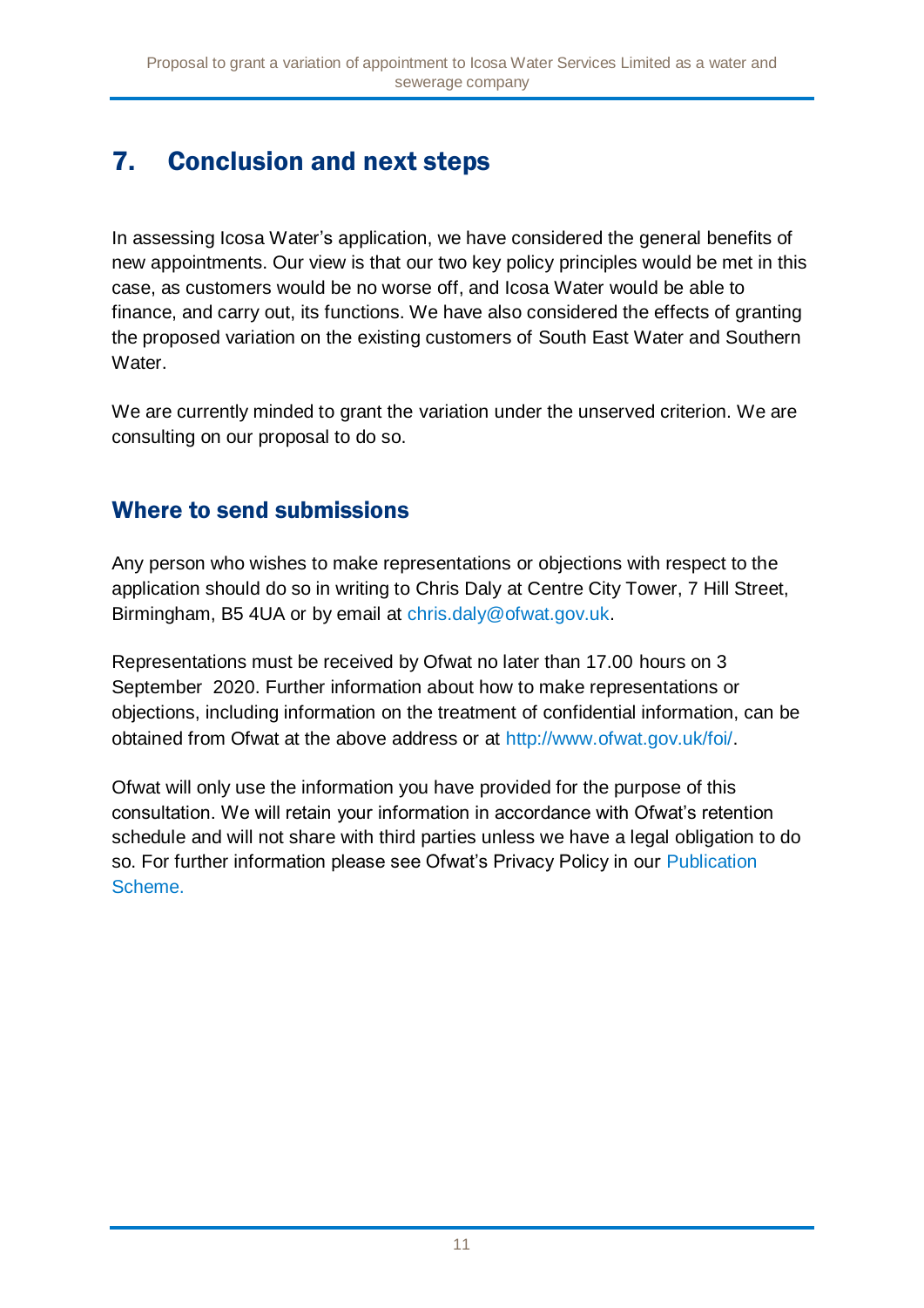## 7. Conclusion and next steps

In assessing Icosa Water's application, we have considered the general benefits of new appointments. Our view is that our two key policy principles would be met in this case, as customers would be no worse off, and Icosa Water would be able to finance, and carry out, its functions. We have also considered the effects of granting the proposed variation on the existing customers of South East Water and Southern Water.

We are currently minded to grant the variation under the unserved criterion. We are consulting on our proposal to do so.

### Where to send submissions

Any person who wishes to make representations or objections with respect to the application should do so in writing to Chris Daly at Centre City Tower, 7 Hill Street, Birmingham, B5 4UA or by email at chris.daly@ofwat.gov.uk.

Representations must be received by Ofwat no later than 17.00 hours on 3 September 2020. Further information about how to make representations or objections, including information on the treatment of confidential information, can be obtained from Ofwat at the above address or at http://www.ofwat.gov.uk/foi/.

Ofwat will only use the information you have provided for the purpose of this consultation. We will retain your information in accordance with Ofwat's retention schedule and will not share with third parties unless we have a legal obligation to do so. For further information please see Ofwat's Privacy Policy in our Publication Scheme.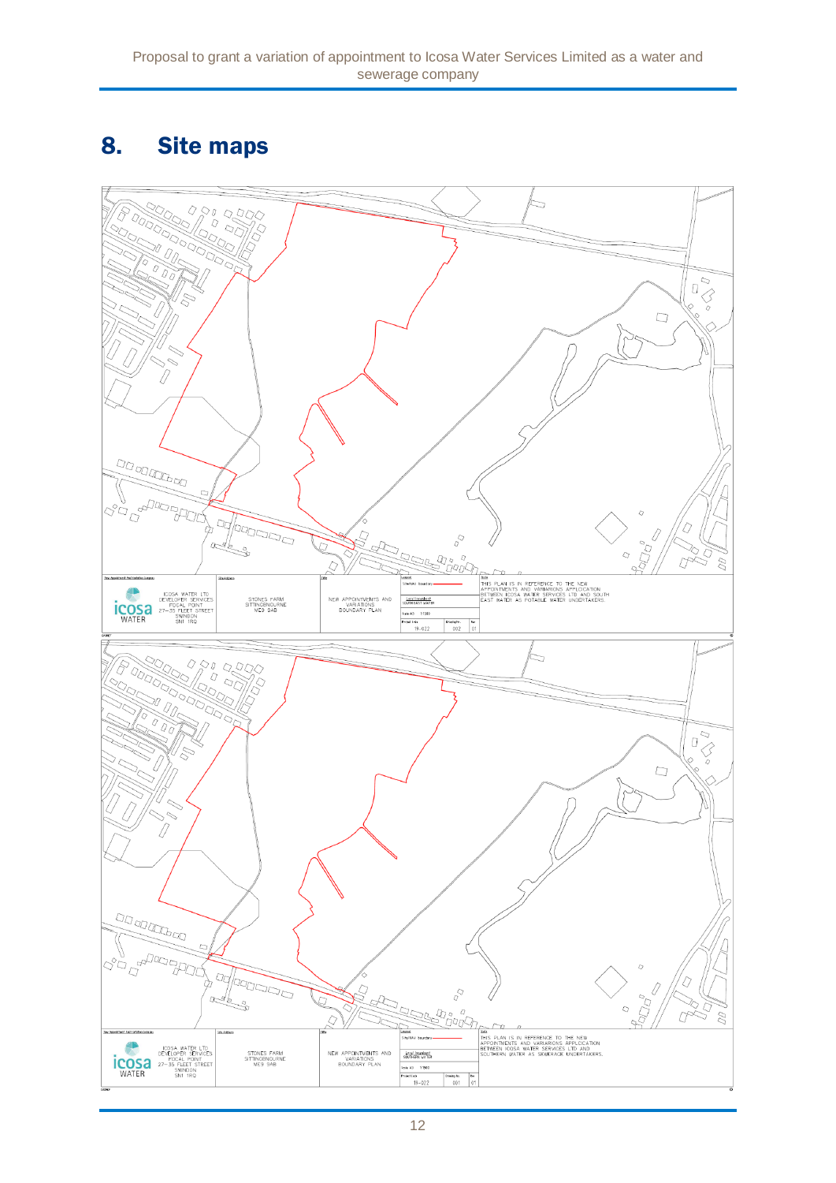# 8. Site maps

New Appointment And Variation Boundary

ICOSA WATER LTD
DEVELOPER SERVICES
FOCAL POINT
27-35 FLEET STREET
SWINDON
SN1 1RQ

Site Address

STONES FARM
SITTINGBOURNE
ME9 9AB

Title

NEW APPOINTMENTS AND VARIATIONS BOUNDARY PLAN

Legend

Site/NAV Boundary

Local Incumbent
SOUTH EAST WATER

Scale A3 1:3500

Project No. 19-022

Drawing No. 002

Rev 01

Note

THIS PLAN IS IN REFERENCE TO THE NEW APPOINTMENTS AND VARIATIONS APPLICATION BETWEEN ICOSA WATER SERVICES LTD AND SOUTH EAST WATER AS POTABLE WATER UNDERTAKERS.

New Appointment And Variation Boundary

ICOSA WATER LTD
DEVELOPER SERVICES
FOCAL POINT
27-35 FLEET STREET
SWINDON
SN1 1RQ

Site Address

STONES FARM
SITTINGBOURNE
ME9 9AB

Title

NEW APPOINTMENTS AND VARIATIONS BOUNDARY PLAN

Legend

Site/NAV Boundary

Local Incumbent
SOUTHERN WATER

Scale A3 1:3500

Project No. 19-022

Drawing No. 001

Rev 01

Note

THIS PLAN IS IN REFERENCE TO THE NEW APPOINTMENTS AND VARIATIONS APPLICATION BETWEEN ICOSA WATER SERVICES LTD AND SOUTHERN WATER AS SEWERAGE UNDERTAKERS.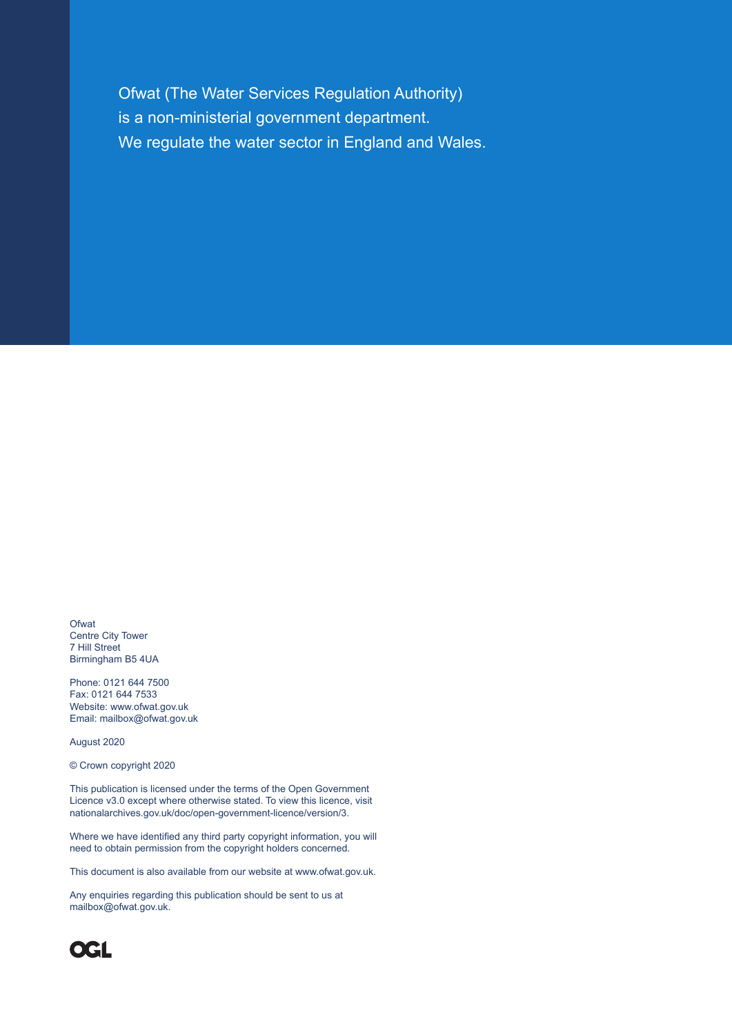Ofwat (The Water Services Regulation Authority) is a non-ministerial government department. We regulate the water sector in England and Wales.

Ofwat
Centre City Tower
7 Hill Street
Birmingham B5 4UA

Phone: 0121 644 7500
Fax: 0121 644 7533
Website: www.ofwat.gov.uk
Email: mailbox@ofwat.gov.uk

August 2020

© Crown copyright 2020

This publication is licensed under the terms of the Open Government Licence v3.0 except where otherwise stated. To view this licence, visit nationalarchives.gov.uk/doc/open-government-licence/version/3.

Where we have identified any third party copyright information, you will need to obtain permission from the copyright holders concerned.

This document is also available from our website at www.ofwat.gov.uk.

Any enquiries regarding this publication should be sent to us at mailbox@ofwat.gov.uk.

OGL